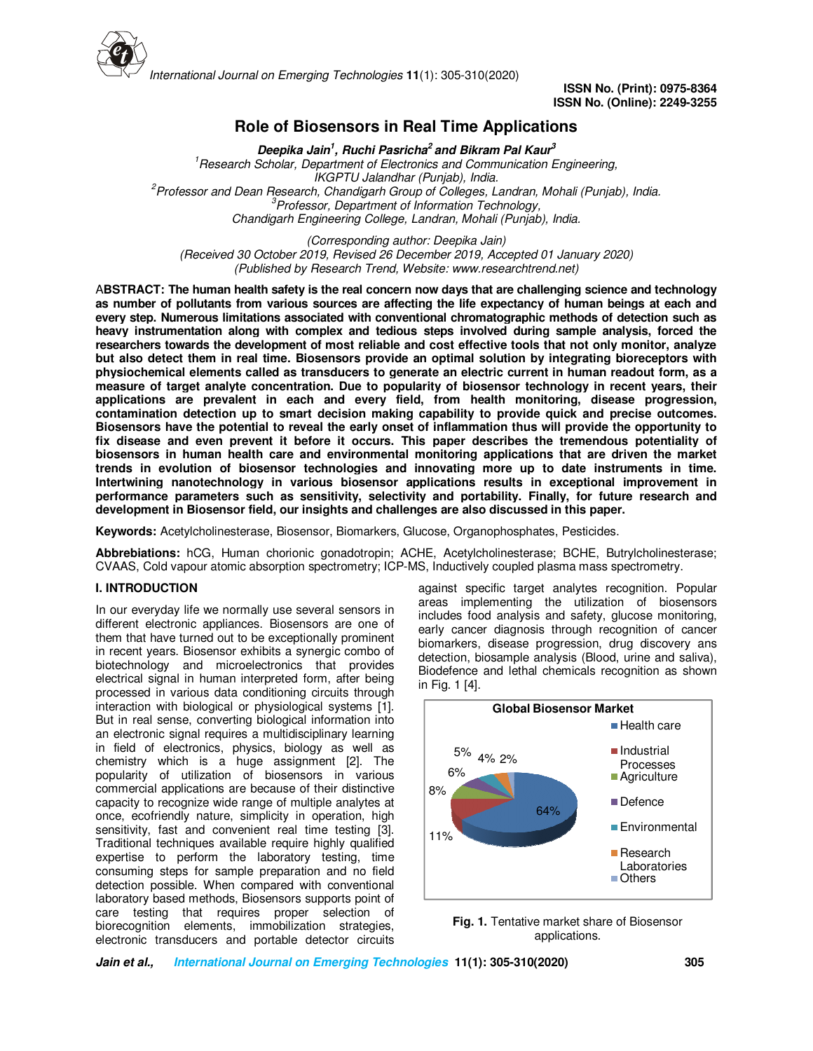# Role of Biosensors in Real Time Applications

***Deepika Jain[1], Ruchi Pasricha[2] and Bikram Pal Kaur[3]***

*[1]Research Scholar, Department of Electronics and Communication Engineering, IKGPTU Jalandhar (Punjab), India.*
*[2]Professor and Dean Research, Chandigarh Group of Colleges, Landran, Mohali (Punjab), India.*
*[3]Professor, Department of Information Technology, Chandigarh Engineering College, Landran, Mohali (Punjab), India.*

*(Corresponding author: Deepika Jain)*
*(Received 30 October 2019, Revised 26 December 2019, Accepted 01 January 2020)*
*(Published by Research Trend, Website: www.researchtrend.net)*

**ABSTRACT: The human health safety is the real concern now days that are challenging science and technology as number of pollutants from various sources are affecting the life expectancy of human beings at each and every step. Numerous limitations associated with conventional chromatographic methods of detection such as heavy instrumentation along with complex and tedious steps involved during sample analysis, forced the researchers towards the development of most reliable and cost effective tools that not only monitor, analyze but also detect them in real time. Biosensors provide an optimal solution by integrating bioreceptors with physiochemical elements called as transducers to generate an electric current in human readout form, as a measure of target analyte concentration. Due to popularity of biosensor technology in recent years, their applications are prevalent in each and every field, from health monitoring, disease progression, contamination detection up to smart decision making capability to provide quick and precise outcomes. Biosensors have the potential to reveal the early onset of inflammation thus will provide the opportunity to fix disease and even prevent it before it occurs. This paper describes the tremendous potentiality of biosensors in human health care and environmental monitoring applications that are driven the market trends in evolution of biosensor technologies and innovating more up to date instruments in time. Intertwining nanotechnology in various biosensor applications results in exceptional improvement in performance parameters such as sensitivity, selectivity and portability. Finally, for future research and development in Biosensor field, our insights and challenges are also discussed in this paper.**

**Keywords:** Acetylcholinesterase, Biosensor, Biomarkers, Glucose, Organophosphates, Pesticides.

**Abbrebiations:** hCG, Human chorionic gonadotropin; ACHE, Acetylcholinesterase; BCHE, Butrylcholinesterase; CVAAS, Cold vapour atomic absorption spectrometry; ICP-MS, Inductively coupled plasma mass spectrometry.

## I. INTRODUCTION

In our everyday life we normally use several sensors in different electronic appliances. Biosensors are one of them that have turned out to be exceptionally prominent in recent years. Biosensor exhibits a synergic combo of biotechnology and microelectronics that provides electrical signal in human interpreted form, after being processed in various data conditioning circuits through interaction with biological or physiological systems [1]. But in real sense, converting biological information into an electronic signal requires a multidisciplinary learning in field of electronics, physics, biology as well as chemistry which is a huge assignment [2]. The popularity of utilization of biosensors in various commercial applications are because of their distinctive capacity to recognize wide range of multiple analytes at once, ecofriendly nature, simplicity in operation, high sensitivity, fast and convenient real time testing [3]. Traditional techniques available require highly qualified expertise to perform the laboratory testing, time consuming steps for sample preparation and no field detection possible. When compared with conventional laboratory based methods, Biosensors supports point of care testing that requires proper selection of biorecognition elements, immobilization strategies, electronic transducers and portable detector circuits against specific target analytes recognition. Popular areas implementing the utilization of biosensors includes food analysis and safety, glucose monitoring, early cancer diagnosis through recognition of cancer biomarkers, disease progression, drug discovery ans detection, biosample analysis (Blood, urine and saliva), Biodefence and lethal chemicals recognition as shown in Fig. 1 [4].

**Global Biosensor Market**

| Application | Share |
|---|---|
| Health care | 64% |
| Industrial Processes | 11% |
| Agriculture | 8% |
| Defence | 6% |
| Environmental | 5% |
| Research Laboratories | 4% |
| Others | 2% |

**Fig. 1.** Tentative market share of Biosensor applications.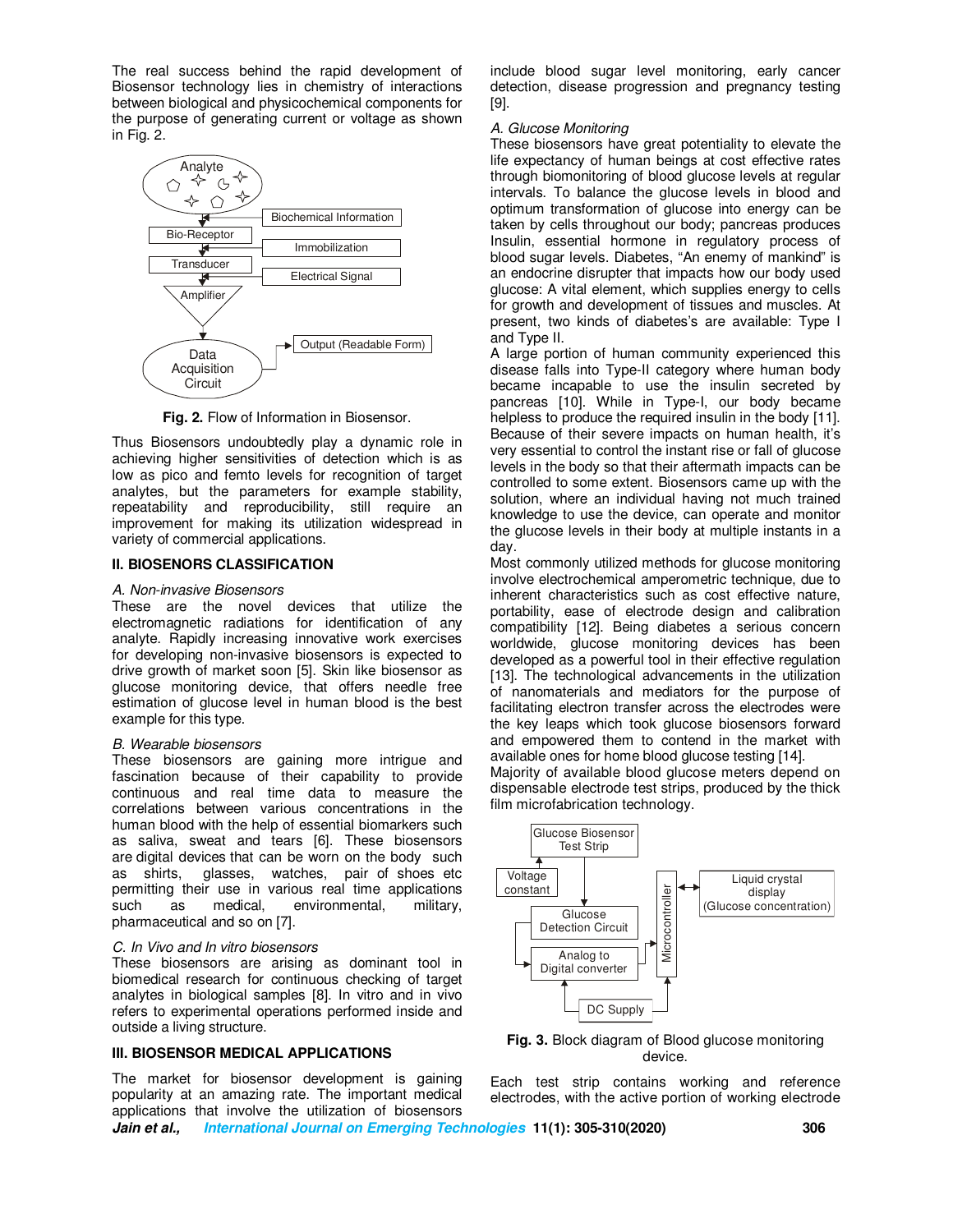The real success behind the rapid development of Biosensor technology lies in chemistry of interactions between biological and physicochemical components for the purpose of generating current or voltage as shown in Fig. 2.

**Fig. 2.** Flow of Information in Biosensor.

Thus Biosensors undoubtedly play a dynamic role in achieving higher sensitivities of detection which is as low as pico and femto levels for recognition of target analytes, but the parameters for example stability, repeatability and reproducibility, still require an improvement for making its utilization widespread in variety of commercial applications.

## II. BIOSENORS CLASSIFICATION

*A. Non-invasive Biosensors*

These are the novel devices that utilize the electromagnetic radiations for identification of any analyte. Rapidly increasing innovative work exercises for developing non-invasive biosensors is expected to drive growth of market soon [5]. Skin like biosensor as glucose monitoring device, that offers needle free estimation of glucose level in human blood is the best example for this type.

*B. Wearable biosensors*

These biosensors are gaining more intrigue and fascination because of their capability to provide continuous and real time data to measure the correlations between various concentrations in the human blood with the help of essential biomarkers such as saliva, sweat and tears [6]. These biosensors are digital devices that can be worn on the body such as shirts, glasses, watches, pair of shoes etc permitting their use in various real time applications such as medical, environmental, military, pharmaceutical and so on [7].

*C. In Vivo and In vitro biosensors*

These biosensors are arising as dominant tool in biomedical research for continuous checking of target analytes in biological samples [8]. In vitro and in vivo refers to experimental operations performed inside and outside a living structure.

## III. BIOSENSOR MEDICAL APPLICATIONS

The market for biosensor development is gaining popularity at an amazing rate. The important medical applications that involve the utilization of biosensors include blood sugar level monitoring, early cancer detection, disease progression and pregnancy testing [9].

*A. Glucose Monitoring*

These biosensors have great potentiality to elevate the life expectancy of human beings at cost effective rates through biomonitoring of blood glucose levels at regular intervals. To balance the glucose levels in blood and optimum transformation of glucose into energy can be taken by cells throughout our body; pancreas produces Insulin, essential hormone in regulatory process of blood sugar levels. Diabetes, "An enemy of mankind" is an endocrine disrupter that impacts how our body used glucose: A vital element, which supplies energy to cells for growth and development of tissues and muscles. At present, two kinds of diabetes's are available: Type I and Type II.

A large portion of human community experienced this disease falls into Type-II category where human body became incapable to use the insulin secreted by pancreas [10]. While in Type-I, our body became helpless to produce the required insulin in the body [11]. Because of their severe impacts on human health, it's very essential to control the instant rise or fall of glucose levels in the body so that their aftermath impacts can be controlled to some extent. Biosensors came up with the solution, where an individual having not much trained knowledge to use the device, can operate and monitor the glucose levels in their body at multiple instants in a day.

Most commonly utilized methods for glucose monitoring involve electrochemical amperometric technique, due to inherent characteristics such as cost effective nature, portability, ease of electrode design and calibration compatibility [12]. Being diabetes a serious concern worldwide, glucose monitoring devices has been developed as a powerful tool in their effective regulation [13]. The technological advancements in the utilization of nanomaterials and mediators for the purpose of facilitating electron transfer across the electrodes were the key leaps which took glucose biosensors forward and empowered them to contend in the market with available ones for home blood glucose testing [14].

Majority of available blood glucose meters depend on dispensable electrode test strips, produced by the thick film microfabrication technology.

**Fig. 3.** Block diagram of Blood glucose monitoring device.

Each test strip contains working and reference electrodes, with the active portion of working electrode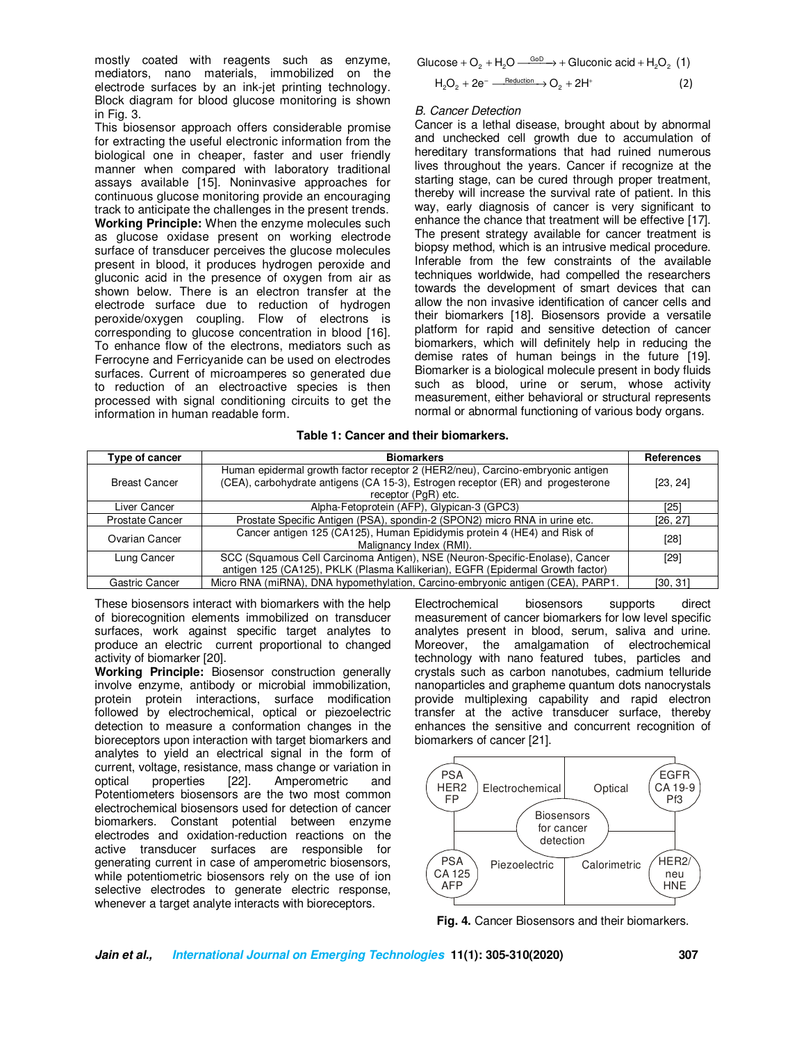mostly coated with reagents such as enzyme, mediators, nano materials, immobilized on the electrode surfaces by an ink-jet printing technology. Block diagram for blood glucose monitoring is shown in Fig. 3.

This biosensor approach offers considerable promise for extracting the useful electronic information from the biological one in cheaper, faster and user friendly manner when compared with laboratory traditional assays available [15]. Noninvasive approaches for continuous glucose monitoring provide an encouraging track to anticipate the challenges in the present trends.

**Working Principle:** When the enzyme molecules such as glucose oxidase present on working electrode surface of transducer perceives the glucose molecules present in blood, it produces hydrogen peroxide and gluconic acid in the presence of oxygen from air as shown below. There is an electron transfer at the electrode surface due to reduction of hydrogen peroxide/oxygen coupling. Flow of electrons is corresponding to glucose concentration in blood [16]. To enhance flow of the electrons, mediators such as Ferrocyne and Ferricyanide can be used on electrodes surfaces. Current of microamperes so generated due to reduction of an electroactive species is then processed with signal conditioning circuits to get the information in human readable form.

$$\text{Glucose} + O_2 + H_2O \xrightarrow{\text{GoD}} + \text{Gluconic acid} + H_2O_2 \quad (1)$$

$$H_2O_2 + 2e^- \xrightarrow{\text{Reduction}} O_2 + 2H^+ \quad (2)$$

*B. Cancer Detection*

Cancer is a lethal disease, brought about by abnormal and unchecked cell growth due to accumulation of hereditary transformations that had ruined numerous lives throughout the years. Cancer if recognize at the starting stage, can be cured through proper treatment, thereby will increase the survival rate of patient. In this way, early diagnosis of cancer is very significant to enhance the chance that treatment will be effective [17]. The present strategy available for cancer treatment is biopsy method, which is an intrusive medical procedure. Inferable from the few constraints of the available techniques worldwide, had compelled the researchers towards the development of smart devices that can allow the non invasive identification of cancer cells and their biomarkers [18]. Biosensors provide a versatile platform for rapid and sensitive detection of cancer biomarkers, which will definitely help in reducing the demise rates of human beings in the future [19]. Biomarker is a biological molecule present in body fluids such as blood, urine or serum, whose activity measurement, either behavioral or structural represents normal or abnormal functioning of various body organs.

**Table 1: Cancer and their biomarkers.**

| Type of cancer | Biomarkers | References |
|---|---|---|
| Breast Cancer | Human epidermal growth factor receptor 2 (HER2/neu), Carcino-embryonic antigen (CEA), carbohydrate antigens (CA 15-3), Estrogen receptor (ER) and progesterone receptor (PgR) etc. | [23, 24] |
| Liver Cancer | Alpha-Fetoprotein (AFP), Glypican-3 (GPC3) | [25] |
| Prostate Cancer | Prostate Specific Antigen (PSA), spondin-2 (SPON2) micro RNA in urine etc. | [26, 27] |
| Ovarian Cancer | Cancer antigen 125 (CA125), Human Epididymis protein 4 (HE4) and Risk of Malignancy Index (RMI). | [28] |
| Lung Cancer | SCC (Squamous Cell Carcinoma Antigen), NSE (Neuron-Specific-Enolase), Cancer antigen 125 (CA125), PKLK (Plasma Kallikerian), EGFR (Epidermal Growth factor) | [29] |
| Gastric Cancer | Micro RNA (miRNA), DNA hypomethylation, Carcino-embryonic antigen (CEA), PARP1. | [30, 31] |

These biosensors interact with biomarkers with the help of biorecognition elements immobilized on transducer surfaces, work against specific target analytes to produce an electric current proportional to changed activity of biomarker [20].

**Working Principle:** Biosensor construction generally involve enzyme, antibody or microbial immobilization, protein protein interactions, surface modification followed by electrochemical, optical or piezoelectric detection to measure a conformation changes in the bioreceptors upon interaction with target biomarkers and analytes to yield an electrical signal in the form of current, voltage, resistance, mass change or variation in optical properties [22]. Amperometric and Potentiometers biosensors are the two most common electrochemical biosensors used for detection of cancer biomarkers. Constant potential between enzyme electrodes and oxidation-reduction reactions on the active transducer surfaces are responsible for generating current in case of amperometric biosensors, while potentiometric biosensors rely on the use of ion selective electrodes to generate electric response, whenever a target analyte interacts with bioreceptors.

Electrochemical biosensors supports direct measurement of cancer biomarkers for low level specific analytes present in blood, serum, saliva and urine. Moreover, the amalgamation of electrochemical technology with nano featured tubes, particles and crystals such as carbon nanotubes, cadmium telluride nanoparticles and grapheme quantum dots nanocrystals provide multiplexing capability and rapid electron transfer at the active transducer surface, thereby enhances the sensitive and concurrent recognition of biomarkers of cancer [21].

PSA HER2 FP | Electrochemical | Optical | EGFR CA 19-9 Pf3
Biosensors for cancer detection
PSA CA 125 AFP | Piezoelectric | Calorimetric | HER2/neu HNE

**Fig. 4.** Cancer Biosensors and their biomarkers.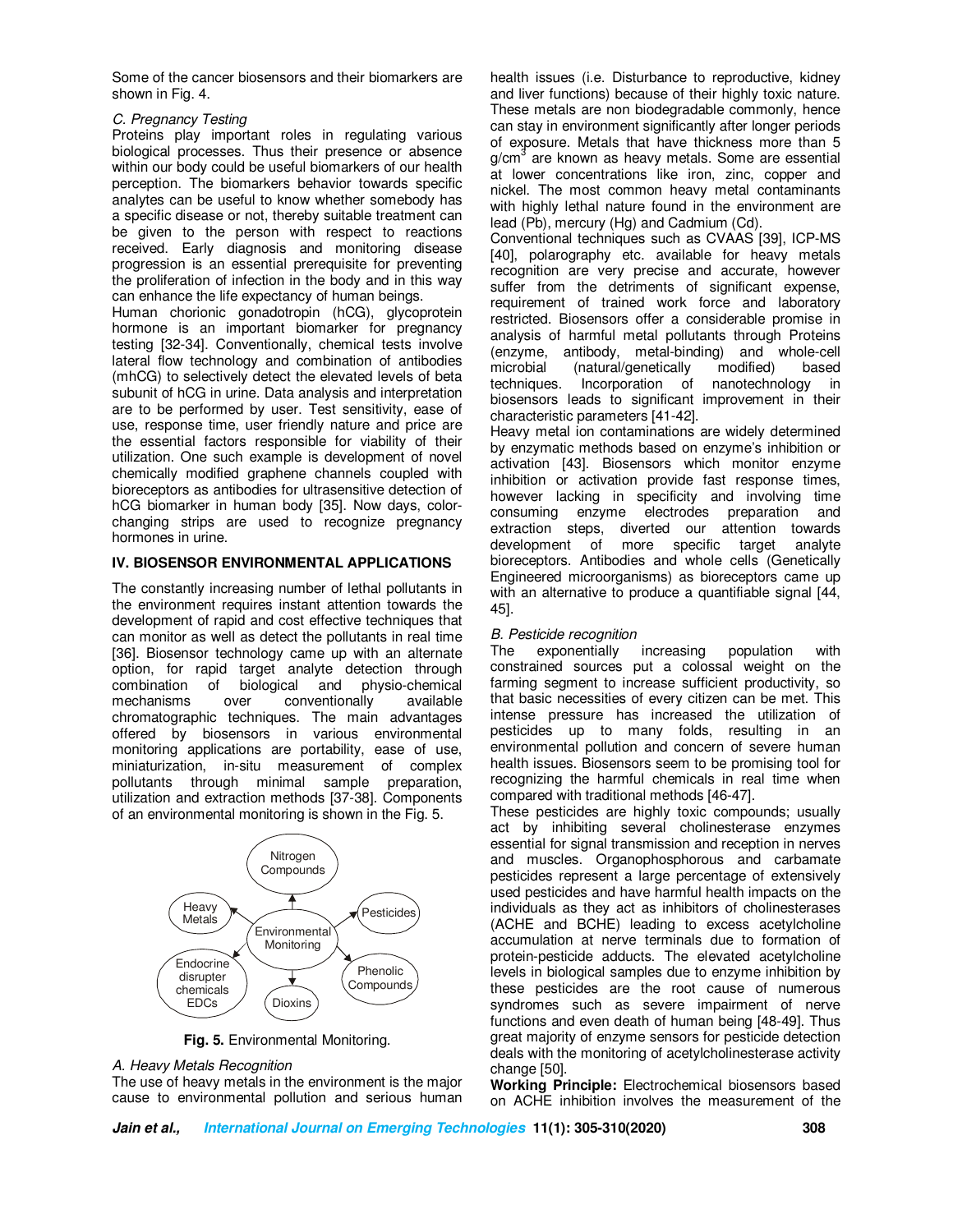Some of the cancer biosensors and their biomarkers are shown in Fig. 4.

*C. Pregnancy Testing*

Proteins play important roles in regulating various biological processes. Thus their presence or absence within our body could be useful biomarkers of our health perception. The biomarkers behavior towards specific analytes can be useful to know whether somebody has a specific disease or not, thereby suitable treatment can be given to the person with respect to reactions received. Early diagnosis and monitoring disease progression is an essential prerequisite for preventing the proliferation of infection in the body and in this way can enhance the life expectancy of human beings.

Human chorionic gonadotropin (hCG), glycoprotein hormone is an important biomarker for pregnancy testing [32-34]. Conventionally, chemical tests involve lateral flow technology and combination of antibodies (mhCG) to selectively detect the elevated levels of beta subunit of hCG in urine. Data analysis and interpretation are to be performed by user. Test sensitivity, ease of use, response time, user friendly nature and price are the essential factors responsible for viability of their utilization. One such example is development of novel chemically modified graphene channels coupled with bioreceptors as antibodies for ultrasensitive detection of hCG biomarker in human body [35]. Now days, color-changing strips are used to recognize pregnancy hormones in urine.

## IV. BIOSENSOR ENVIRONMENTAL APPLICATIONS

The constantly increasing number of lethal pollutants in the environment requires instant attention towards the development of rapid and cost effective techniques that can monitor as well as detect the pollutants in real time [36]. Biosensor technology came up with an alternate option, for rapid target analyte detection through combination of biological and physio-chemical mechanisms over conventionally available chromatographic techniques. The main advantages offered by biosensors in various environmental monitoring applications are portability, ease of use, miniaturization, in-situ measurement of complex pollutants through minimal sample preparation, utilization and extraction methods [37-38]. Components of an environmental monitoring is shown in the Fig. 5.

**Fig. 5.** Environmental Monitoring.

*A. Heavy Metals Recognition*

The use of heavy metals in the environment is the major cause to environmental pollution and serious human health issues (i.e. Disturbance to reproductive, kidney and liver functions) because of their highly toxic nature. These metals are non biodegradable commonly, hence can stay in environment significantly after longer periods of exposure. Metals that have thickness more than 5 $g/cm^3$ are known as heavy metals. Some are essential at lower concentrations like iron, zinc, copper and nickel. The most common heavy metal contaminants with highly lethal nature found in the environment are lead (Pb), mercury (Hg) and Cadmium (Cd).

Conventional techniques such as CVAAS [39], ICP-MS [40], polarography etc. available for heavy metals recognition are very precise and accurate, however suffer from the detriments of significant expense, requirement of trained work force and laboratory restricted. Biosensors offer a considerable promise in analysis of harmful metal pollutants through Proteins (enzyme, antibody, metal-binding) and whole-cell microbial (natural/genetically modified) based techniques. Incorporation of nanotechnology in biosensors leads to significant improvement in their characteristic parameters [41-42].

Heavy metal ion contaminations are widely determined by enzymatic methods based on enzyme's inhibition or activation [43]. Biosensors which monitor enzyme inhibition or activation provide fast response times, however lacking in specificity and involving time consuming enzyme electrodes preparation and extraction steps, diverted our attention towards development of more specific target analyte bioreceptors. Antibodies and whole cells (Genetically Engineered microorganisms) as bioreceptors came up with an alternative to produce a quantifiable signal [44, 45].

*B. Pesticide recognition*

The exponentially increasing population with constrained sources put a colossal weight on the farming segment to increase sufficient productivity, so that basic necessities of every citizen can be met. This intense pressure has increased the utilization of pesticides up to many folds, resulting in an environmental pollution and concern of severe human health issues. Biosensors seem to be promising tool for recognizing the harmful chemicals in real time when compared with traditional methods [46-47].

These pesticides are highly toxic compounds; usually act by inhibiting several cholinesterase enzymes essential for signal transmission and reception in nerves and muscles. Organophosphorous and carbamate pesticides represent a large percentage of extensively used pesticides and have harmful health impacts on the individuals as they act as inhibitors of cholinesterases (ACHE and BCHE) leading to excess acetylcholine accumulation at nerve terminals due to formation of protein-pesticide adducts. The elevated acetylcholine levels in biological samples due to enzyme inhibition by these pesticides are the root cause of numerous syndromes such as severe impairment of nerve functions and even death of human being [48-49]. Thus great majority of enzyme sensors for pesticide detection deals with the monitoring of acetylcholinesterase activity change [50].

**Working Principle:** Electrochemical biosensors based on ACHE inhibition involves the measurement of the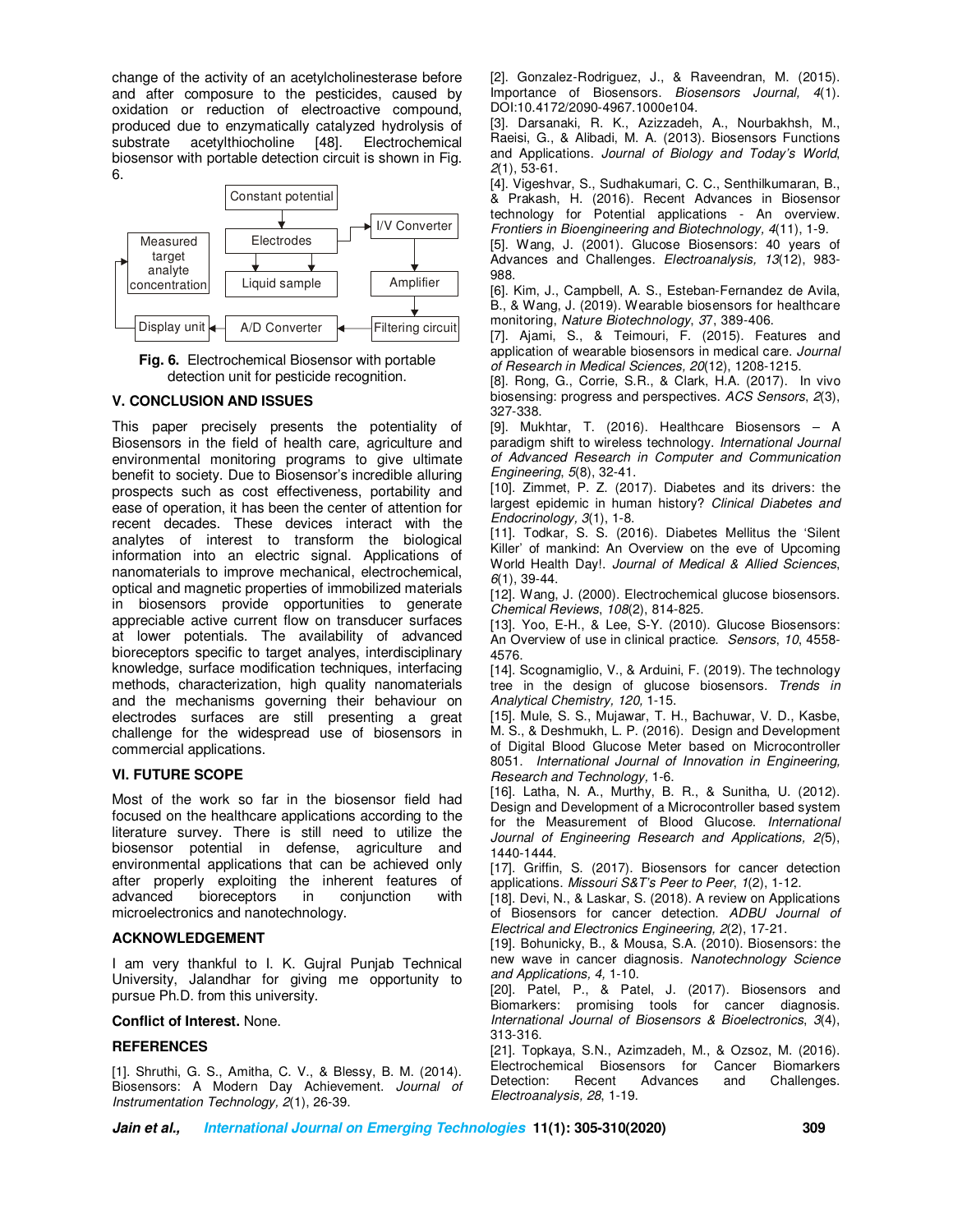change of the activity of an acetylcholinesterase before and after composure to the pesticides, caused by oxidation or reduction of electroactive compound, produced due to enzymatically catalyzed hydrolysis of substrate acetylthiocholine [48]. Electrochemical biosensor with portable detection circuit is shown in Fig. 6.

**Fig. 6.** Electrochemical Biosensor with portable detection unit for pesticide recognition.

## V. CONCLUSION AND ISSUES

This paper precisely presents the potentiality of Biosensors in the field of health care, agriculture and environmental monitoring programs to give ultimate benefit to society. Due to Biosensor's incredible alluring prospects such as cost effectiveness, portability and ease of operation, it has been the center of attention for recent decades. These devices interact with the analytes of interest to transform the biological information into an electric signal. Applications of nanomaterials to improve mechanical, electrochemical, optical and magnetic properties of immobilized materials in biosensors provide opportunities to generate appreciable active current flow on transducer surfaces at lower potentials. The availability of advanced bioreceptors specific to target analytes, interdisciplinary knowledge, surface modification techniques, interfacing methods, characterization, high quality nanomaterials and the mechanisms governing their behaviour on electrodes surfaces are still presenting a great challenge for the widespread use of biosensors in commercial applications.

## VI. FUTURE SCOPE

Most of the work so far in the biosensor field had focused on the healthcare applications according to the literature survey. There is still need to utilize the biosensor potential in defense, agriculture and environmental applications that can be achieved only after properly exploiting the inherent features of advanced bioreceptors in conjunction with microelectronics and nanotechnology.

## ACKNOWLEDGEMENT

I am very thankful to I. K. Gujral Punjab Technical University, Jalandhar for giving me opportunity to pursue Ph.D. from this university.

**Conflict of Interest.** None.

## REFERENCES

[1]. Shruthi, G. S., Amitha, C. V., & Blessy, B. M. (2014). Biosensors: A Modern Day Achievement. *Journal of Instrumentation Technology, 2*(1), 26-39.

[2]. Gonzalez-Rodriguez, J., & Raveendran, M. (2015). Importance of Biosensors. *Biosensors Journal, 4*(1). DOI:10.4172/2090-4967.1000e104.

[3]. Darsanaki, R. K., Azizzadeh, A., Nourbakhsh, M., Raeisi, G., & Alibadi, M. A. (2013). Biosensors Functions and Applications. *Journal of Biology and Today's World, 2*(1), 53-61.

[4]. Vigeshvar, S., Sudhakumari, C. C., Senthilkumaran, B., & Prakash, H. (2016). Recent Advances in Biosensor technology for Potential applications - An overview. *Frontiers in Bioengineering and Biotechnology, 4*(11), 1-9.

[5]. Wang, J. (2001). Glucose Biosensors: 40 years of Advances and Challenges. *Electroanalysis, 13*(12), 983-988.

[6]. Kim, J., Campbell, A. S., Esteban-Fernandez de Avila, B., & Wang, J. (2019). Wearable biosensors for healthcare monitoring, *Nature Biotechnology, 37*, 389-406.

[7]. Ajami, S., & Teimouri, F. (2015). Features and application of wearable biosensors in medical care. *Journal of Research in Medical Sciences, 20*(12), 1208-1215.

[8]. Rong, G., Corrie, S.R., & Clark, H.A. (2017). In vivo biosensing: progress and perspectives. *ACS Sensors, 2*(3), 327-338.

[9]. Mukhtar, T. (2016). Healthcare Biosensors – A paradigm shift to wireless technology. *International Journal of Advanced Research in Computer and Communication Engineering, 5*(8), 32-41.

[10]. Zimmet, P. Z. (2017). Diabetes and its drivers: the largest epidemic in human history? *Clinical Diabetes and Endocrinology, 3*(1), 1-8.

[11]. Todkar, S. S. (2016). Diabetes Mellitus the 'Silent Killer' of mankind: An Overview on the eve of Upcoming World Health Day!. *Journal of Medical & Allied Sciences, 6*(1), 39-44.

[12]. Wang, J. (2000). Electrochemical glucose biosensors. *Chemical Reviews, 108*(2), 814-825.

[13]. Yoo, E-H., & Lee, S-Y. (2010). Glucose Biosensors: An Overview of use in clinical practice. *Sensors, 10*, 4558-4576.

[14]. Scognamiglio, V., & Arduini, F. (2019). The technology tree in the design of glucose biosensors. *Trends in Analytical Chemistry, 120,* 1-15.

[15]. Mule, S. S., Mujawar, T. H., Bachuwar, V. D., Kasbe, M. S., & Deshmukh, L. P. (2016). Design and Development of Digital Blood Glucose Meter based on Microcontroller 8051. *International Journal of Innovation in Engineering, Research and Technology,* 1-6.

[16]. Latha, N. A., Murthy, B. R., & Sunitha, U. (2012). Design and Development of a Microcontroller based system for the Measurement of Blood Glucose. *International Journal of Engineering Research and Applications, 2(*5), 1440-1444.

[17]. Griffin, S. (2017). Biosensors for cancer detection applications. *Missouri S&T's Peer to Peer, 1*(2), 1-12.

[18]. Devi, N., & Laskar, S. (2018). A review on Applications of Biosensors for cancer detection. *ADBU Journal of Electrical and Electronics Engineering, 2*(2), 17-21.

[19]. Bohunicky, B., & Mousa, S.A. (2010). Biosensors: the new wave in cancer diagnosis. *Nanotechnology Science and Applications, 4,* 1-10.

[20]. Patel, P., & Patel, J. (2017). Biosensors and Biomarkers: promising tools for cancer diagnosis. *International Journal of Biosensors & Bioelectronics, 3*(4), 313-316.

[21]. Topkaya, S.N., Azimzadeh, M., & Ozsoz, M. (2016). Electrochemical Biosensors for Cancer Biomarkers Detection: Recent Advances and Challenges. *Electroanalysis, 28*, 1-19.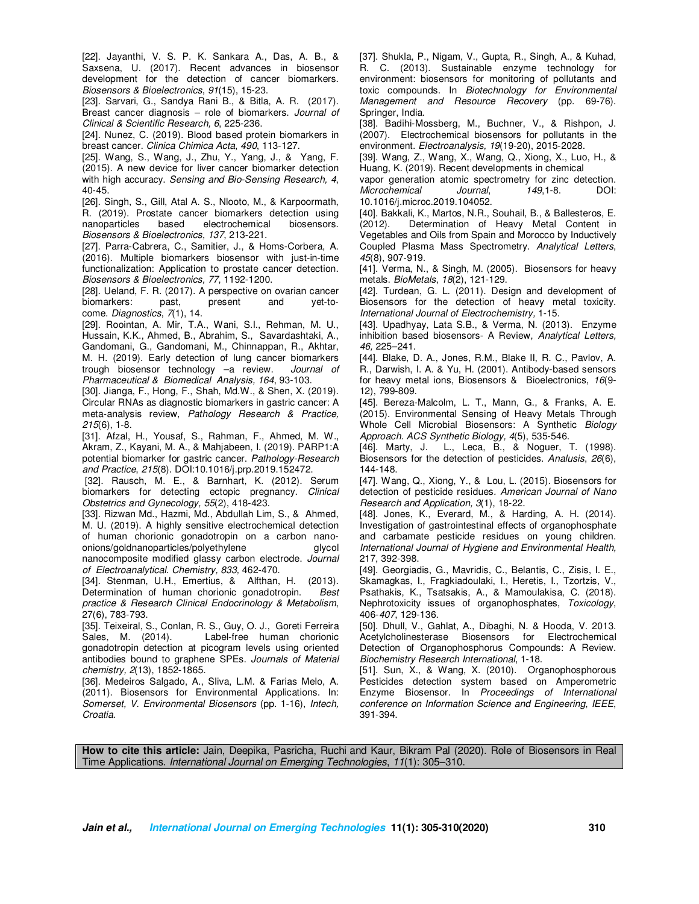[22]. Jayanthi, V. S. P. K. Sankara A., Das, A. B., & Saxsena, U. (2017). Recent advances in biosensor development for the detection of cancer biomarkers. *Biosensors & Bioelectronics*, *91*(15), 15-23.

[23]. Sarvari, G., Sandya Rani B., & Bitla, A. R. (2017). Breast cancer diagnosis – role of biomarkers. *Journal of Clinical & Scientific Research, 6*, 225-236.

[24]. Nunez, C. (2019). Blood based protein biomarkers in breast cancer. *Clinica Chimica Acta*, *490*, 113-127.

[25]. Wang, S., Wang, J., Zhu, Y., Yang, J., & Yang, F. (2015). A new device for liver cancer biomarker detection with high accuracy. *Sensing and Bio-Sensing Research, 4*, 40-45.

[26]. Singh, S., Gill, Atal A. S., Nlooto, M., & Karpoormath, R. (2019). Prostate cancer biomarkers detection using nanoparticles based electrochemical biosensors. *Biosensors & Bioelectronics*, *137*, 213-221.

[27]. Parra-Cabrera, C., Samitier, J., & Homs-Corbera, A. (2016). Multiple biomarkers biosensor with just-in-time functionalization: Application to prostate cancer detection. *Biosensors & Bioelectronics, 77*, 1192-1200.

[28]. Ueland, F. R. (2017). A perspective on ovarian cancer biomarkers: past, present and yet-to-come. *Diagnostics*, *7*(1), 14.

[29]. Roointan, A. Mir, T.A., Wani, S.I., Rehman, M. U., Hussain, K.K., Ahmed, B., Abrahim, S., Savardashtaki, A., Gandomani, G., Gandomani, M., Chinnappan, R., Akhtar, M. H. (2019). Early detection of lung cancer biomarkers trough biosensor technology –a review. *Journal of Pharmaceutical & Biomedical Analysis, 164*, 93-103.

[30]. Jianga, F., Hong, F., Shah, Md.W., & Shen, X. (2019). Circular RNAs as diagnostic biomarkers in gastric cancer: A meta-analysis review, *Pathology Research & Practice, 215*(6), 1-8.

[31]. Afzal, H., Yousaf, S., Rahman, F., Ahmed, M. W., Akram, Z., Kayani, M. A., & Mahjabeen, I. (2019). PARP1:A potential biomarker for gastric cancer. *Pathology-Research and Practice*, *215*(8). DOI:10.1016/j.prp.2019.152472.

[32]. Rausch, M. E., & Barnhart, K. (2012). Serum biomarkers for detecting ectopic pregnancy. *Clinical Obstetrics and Gynecology, 55*(2), 418-423.

[33]. Rizwan Md., Hazmi, Md., Abdullah Lim, S., & Ahmed, M. U. (2019). A highly sensitive electrochemical detection of human chorionic gonadotropin on a carbon nano-onions/goldnanoparticles/polyethylene glycol nanocomposite modified glassy carbon electrode. *Journal of Electroanalytical. Chemistry, 833,* 462-470.

[34]. Stenman, U.H., Emertius, & Alfthan, H. (2013). Determination of human chorionic gonadotropin. *Best practice & Research Clinical Endocrinology & Metabolism*, 27(6), 783-793.

[35]. Teixeiral, S., Conlan, R. S., Guy, O. J., Goreti Ferreira Sales, M. (2014). Label-free human chorionic gonadotropin detection at picogram levels using oriented antibodies bound to graphene SPEs. *Journals of Material chemistry, 2*(13), 1852-1865.

[36]. Medeiros Salgado, A., Sliva, L.M. & Farias Melo, A. (2011). Biosensors for Environmental Applications. In: *Somerset, V. Environmental Biosensors* (pp. 1-16), *Intech, Croatia*.

[37]. Shukla, P., Nigam, V., Gupta, R., Singh, A., & Kuhad, R. C. (2013). Sustainable enzyme technology for environment: biosensors for monitoring of pollutants and toxic compounds. In *Biotechnology for Environmental Management and Resource Recovery* (pp. 69-76). Springer, India.

[38]. Badihi-Mossberg, M., Buchner, V., & Rishpon, J. (2007). Electrochemical biosensors for pollutants in the environment. *Electroanalysis, 19*(19-20), 2015-2028.

[39]. Wang, Z., Wang, X., Wang, Q., Xiong, X., Luo, H., & Huang, K. (2019). Recent developments in chemical vapor generation atomic spectrometry for zinc detection. *Microchemical Journal*, *149*,1-8. DOI: 10.1016/j.microc.2019.104052.

[40]. Bakkali, K., Martos, N.R., Souhail, B., & Ballesteros, E. (2012). Determination of Heavy Metal Content in Vegetables and Oils from Spain and Morocco by Inductively Coupled Plasma Mass Spectrometry. *Analytical Letters*, *45*(8), 907-919.

[41]. Verma, N., & Singh, M. (2005). Biosensors for heavy metals. *BioMetals*, *18*(2), 121-129.

[42]. Turdean, G. L. (2011). Design and development of Biosensors for the detection of heavy metal toxicity. *International Journal of Electrochemistry,* 1-15.

[43]. Upadhyay, Lata S.B., & Verma, N. (2013). Enzyme inhibition based biosensors- A Review, *Analytical Letters, 46,* 225–241.

[44]. Blake, D. A., Jones, R.M., Blake II, R. C., Pavlov, A. R., Darwish, I. A. & Yu, H. (2001). Antibody-based sensors for heavy metal ions, Biosensors & Bioelectronics, *16*(9-12), 799-809.

[45]. Bereza-Malcolm, L. T., Mann, G., & Franks, A. E. (2015). Environmental Sensing of Heavy Metals Through Whole Cell Microbial Biosensors: A Synthetic *Biology Approach. ACS Synthetic Biology, 4*(5), 535-546.

[46]. Marty, J. L., Leca, B., & Noguer, T. (1998). Biosensors for the detection of pesticides. *Analusis*, *26*(6), 144-148.

[47]. Wang, Q., Xiong, Y., & Lou, L. (2015). Biosensors for detection of pesticide residues. *American Journal of Nano Research and Application, 3*(1), 18-22.

[48]. Jones, K., Everard, M., & Harding, A. H. (2014). Investigation of gastrointestinal effects of organophosphate and carbamate pesticide residues on young children. *International Journal of Hygiene and Environmental Health,* 217, 392-398.

[49]. Georgiadis, G., Mavridis, C., Belantis, C., Zisis, I. E., Skamagkas, I., Fragkiadoulaki, I., Heretis, I., Tzortzis, V., Psathakis, K., Tsatsakis, A., & Mamoulakisa, C. (2018). Nephrotoxicity issues of organophosphates, *Toxicology*, 406-*407*, 129-136.

[50]. Dhull, V., Gahlat, A., Dibaghi, N. & Hooda, V. 2013. Acetylcholinesterase Biosensors for Electrochemical Detection of Organophosphorus Compounds: A Review. *Biochemistry Research International*, 1-18.

[51]. Sun, X., & Wang, X. (2010). Organophosphorous Pesticides detection system based on Amperometric Enzyme Biosensor. In *Proceedings of International conference on Information Science and Engineering*, *IEEE*, 391-394.

**How to cite this article:** Jain, Deepika, Pasricha, Ruchi and Kaur, Bikram Pal (2020). Role of Biosensors in Real Time Applications. *International Journal on Emerging Technologies*, *11*(1): 305–310.